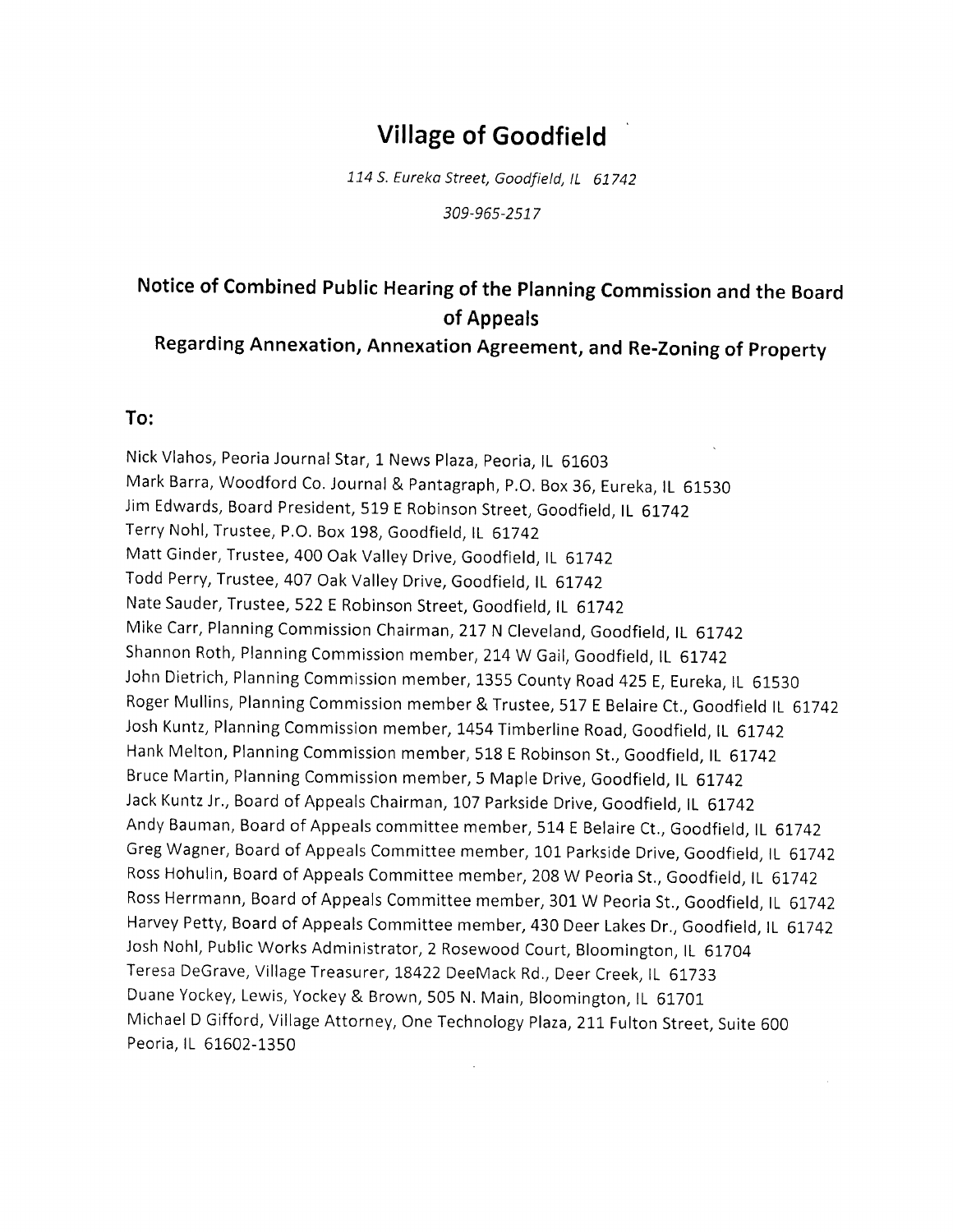# Village of Goodfield

*114 S. Eureka Street, Goodfield, IL 61742*

*309-965-2517*

## Notice of Combined Public Hearing of the Planning Commission and the Board of Appeals

### Regarding Annexation, Annexation Agreement, and Re-Zoning of Property

## To:

Nick Vlahos, Peoria Journal Star, 1 News Plaza, Peoria, IL 61603
Mark Barra, Woodford Co. Journal & Pantagraph, P.O. Box 36, Eureka, IL 61530
Jim Edwards, Board President, 519 E Robinson Street, Goodfield, IL 61742
Terry Nohl, Trustee, P.O. Box 198, Goodfield, IL 61742
Matt Ginder, Trustee, 400 Oak Valley Drive, Goodfield, IL 61742
Todd Perry, Trustee, 407 Oak Valley Drive, Goodfield, IL 61742
Nate Sauder, Trustee, 522 E Robinson Street, Goodfield, IL 61742
Mike Carr, Planning Commission Chairman, 217 N Cleveland, Goodfield, IL 61742
Shannon Roth, Planning Commission member, 214 W Gail, Goodfield, IL 61742
John Dietrich, Planning Commission member, 1355 County Road 425 E, Eureka, IL 61530
Roger Mullins, Planning Commission member & Trustee, 517 E Belaire Ct., Goodfield IL 61742
Josh Kuntz, Planning Commission member, 1454 Timberline Road, Goodfield, IL 61742
Hank Melton, Planning Commission member, 518 E Robinson St., Goodfield, IL 61742
Bruce Martin, Planning Commission member, 5 Maple Drive, Goodfield, IL 61742
Jack Kuntz Jr., Board of Appeals Chairman, 107 Parkside Drive, Goodfield, IL 61742
Andy Bauman, Board of Appeals committee member, 514 E Belaire Ct., Goodfield, IL 61742
Greg Wagner, Board of Appeals Committee member, 101 Parkside Drive, Goodfield, IL 61742
Ross Hohulin, Board of Appeals Committee member, 208 W Peoria St., Goodfield, IL 61742
Ross Herrmann, Board of Appeals Committee member, 301 W Peoria St., Goodfield, IL 61742
Harvey Petty, Board of Appeals Committee member, 430 Deer Lakes Dr., Goodfield, IL 61742
Josh Nohl, Public Works Administrator, 2 Rosewood Court, Bloomington, IL 61704
Teresa DeGrave, Village Treasurer, 18422 DeeMack Rd., Deer Creek, IL 61733
Duane Yockey, Lewis, Yockey & Brown, 505 N. Main, Bloomington, IL 61701
Michael D Gifford, Village Attorney, One Technology Plaza, 211 Fulton Street, Suite 600 Peoria, IL 61602-1350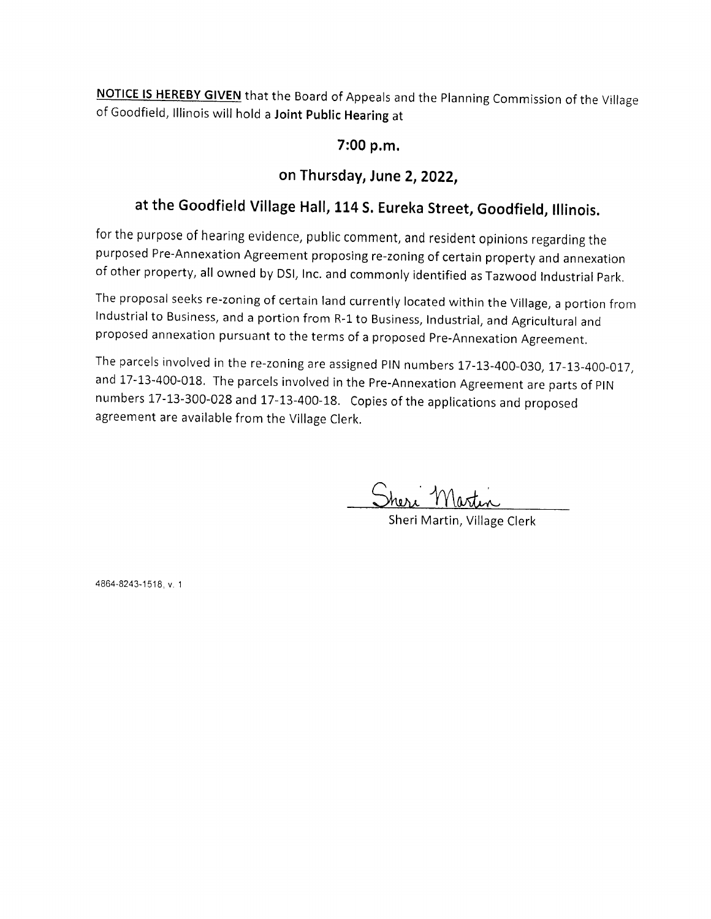**NOTICE IS HEREBY GIVEN** that the Board of Appeals and the Planning Commission of the Village of Goodfield, Illinois will hold a **Joint Public Hearing** at

**7:00 p.m.**

**on Thursday, June 2, 2022,**

**at the Goodfield Village Hall, 114 S. Eureka Street, Goodfield, Illinois.**

for the purpose of hearing evidence, public comment, and resident opinions regarding the purposed Pre-Annexation Agreement proposing re-zoning of certain property and annexation of other property, all owned by DSI, Inc. and commonly identified as Tazwood Industrial Park.

The proposal seeks re-zoning of certain land currently located within the Village, a portion from Industrial to Business, and a portion from R-1 to Business, Industrial, and Agricultural and proposed annexation pursuant to the terms of a proposed Pre-Annexation Agreement.

The parcels involved in the re-zoning are assigned PIN numbers 17-13-400-030, 17-13-400-017, and 17-13-400-018. The parcels involved in the Pre-Annexation Agreement are parts of PIN numbers 17-13-300-028 and 17-13-400-18. Copies of the applications and proposed agreement are available from the Village Clerk.

Sheri Martin

Sheri Martin, Village Clerk

4864-8243-1518, v. 1